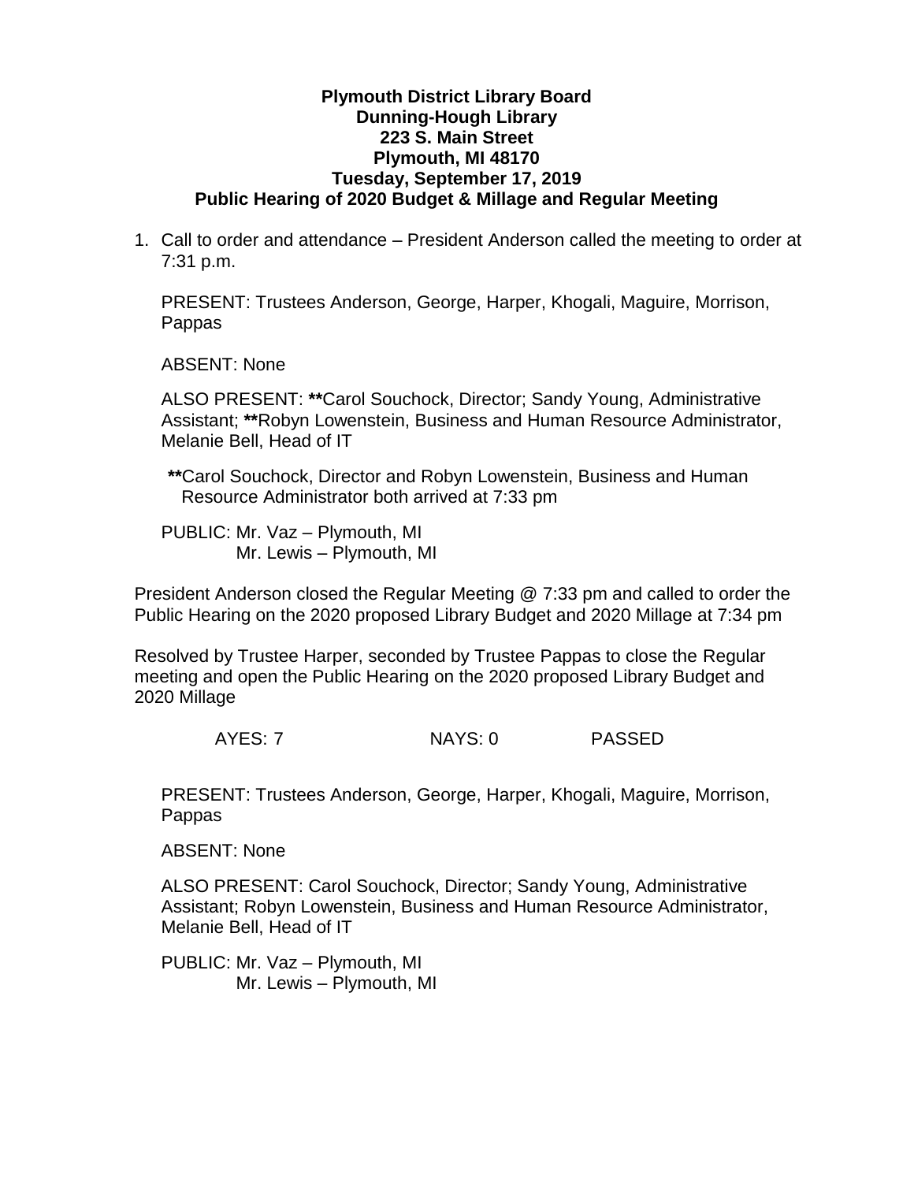**Plymouth District Library Board**
**Dunning-Hough Library**
**223 S. Main Street**
**Plymouth, MI 48170**
**Tuesday, September 17, 2019**
**Public Hearing of 2020 Budget & Millage and Regular Meeting**

1. Call to order and attendance – President Anderson called the meeting to order at 7:31 p.m.

   PRESENT: Trustees Anderson, George, Harper, Khogali, Maguire, Morrison, Pappas

   ABSENT: None

   ALSO PRESENT: **\*\***Carol Souchock, Director; Sandy Young, Administrative Assistant; **\*\***Robyn Lowenstein, Business and Human Resource Administrator, Melanie Bell, Head of IT

   **\*\***Carol Souchock, Director and Robyn Lowenstein, Business and Human Resource Administrator both arrived at 7:33 pm

   PUBLIC: Mr. Vaz – Plymouth, MI
   Mr. Lewis – Plymouth, MI

President Anderson closed the Regular Meeting @ 7:33 pm and called to order the Public Hearing on the 2020 proposed Library Budget and 2020 Millage at 7:34 pm

Resolved by Trustee Harper, seconded by Trustee Pappas to close the Regular meeting and open the Public Hearing on the 2020 proposed Library Budget and 2020 Millage

AYES: 7 NAYS: 0 PASSED

PRESENT: Trustees Anderson, George, Harper, Khogali, Maguire, Morrison, Pappas

ABSENT: None

ALSO PRESENT: Carol Souchock, Director; Sandy Young, Administrative Assistant; Robyn Lowenstein, Business and Human Resource Administrator, Melanie Bell, Head of IT

PUBLIC: Mr. Vaz – Plymouth, MI
Mr. Lewis – Plymouth, MI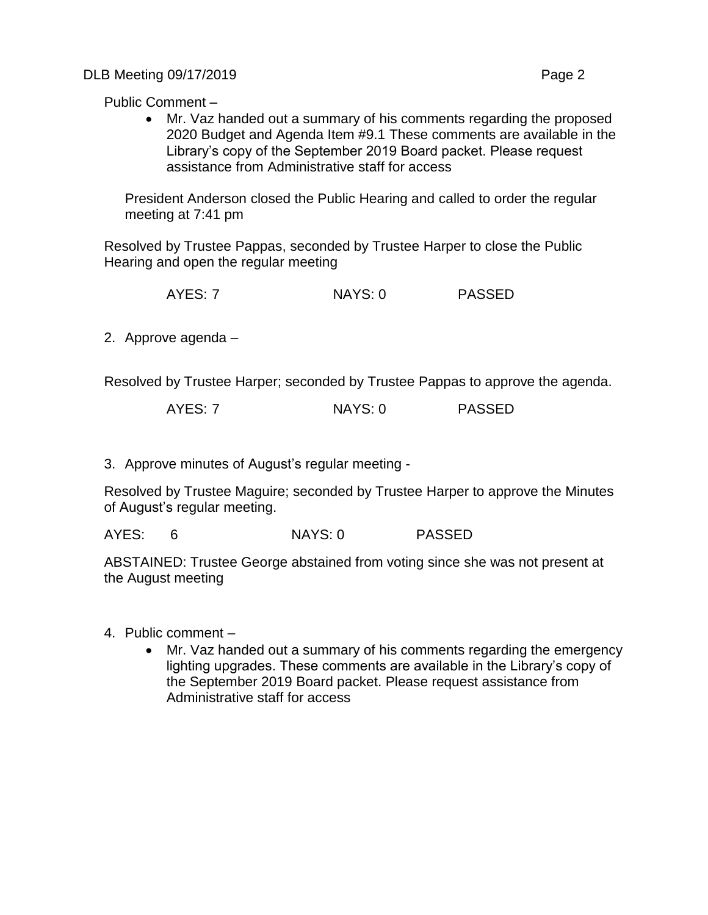Public Comment –

- Mr. Vaz handed out a summary of his comments regarding the proposed 2020 Budget and Agenda Item #9.1 These comments are available in the Library's copy of the September 2019 Board packet. Please request assistance from Administrative staff for access

President Anderson closed the Public Hearing and called to order the regular meeting at 7:41 pm

Resolved by Trustee Pappas, seconded by Trustee Harper to close the Public Hearing and open the regular meeting

AYES: 7 NAYS: 0 PASSED

2. Approve agenda –

Resolved by Trustee Harper; seconded by Trustee Pappas to approve the agenda.

AYES: 7 NAYS: 0 PASSED

3. Approve minutes of August's regular meeting -

Resolved by Trustee Maguire; seconded by Trustee Harper to approve the Minutes of August's regular meeting.

AYES: 6 NAYS: 0 PASSED

ABSTAINED: Trustee George abstained from voting since she was not present at the August meeting

4. Public comment –
   - Mr. Vaz handed out a summary of his comments regarding the emergency lighting upgrades. These comments are available in the Library's copy of the September 2019 Board packet. Please request assistance from Administrative staff for access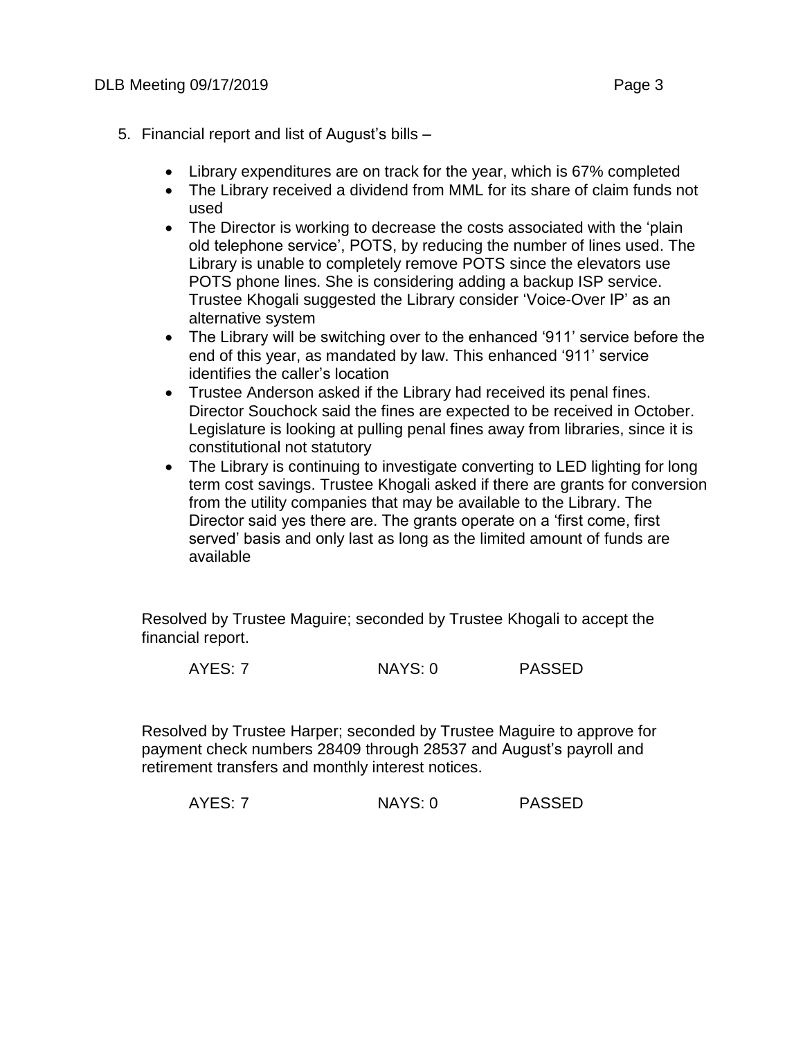5. Financial report and list of August's bills –

   - Library expenditures are on track for the year, which is 67% completed
   - The Library received a dividend from MML for its share of claim funds not used
   - The Director is working to decrease the costs associated with the 'plain old telephone service', POTS, by reducing the number of lines used. The Library is unable to completely remove POTS since the elevators use POTS phone lines. She is considering adding a backup ISP service. Trustee Khogali suggested the Library consider 'Voice-Over IP' as an alternative system
   - The Library will be switching over to the enhanced '911' service before the end of this year, as mandated by law. This enhanced '911' service identifies the caller's location
   - Trustee Anderson asked if the Library had received its penal fines. Director Souchock said the fines are expected to be received in October. Legislature is looking at pulling penal fines away from libraries, since it is constitutional not statutory
   - The Library is continuing to investigate converting to LED lighting for long term cost savings. Trustee Khogali asked if there are grants for conversion from the utility companies that may be available to the Library. The Director said yes there are. The grants operate on a 'first come, first served' basis and only last as long as the limited amount of funds are available

   Resolved by Trustee Maguire; seconded by Trustee Khogali to accept the financial report.

   AYES: 7 NAYS: 0 PASSED

   Resolved by Trustee Harper; seconded by Trustee Maguire to approve for payment check numbers 28409 through 28537 and August's payroll and retirement transfers and monthly interest notices.

   AYES: 7 NAYS: 0 PASSED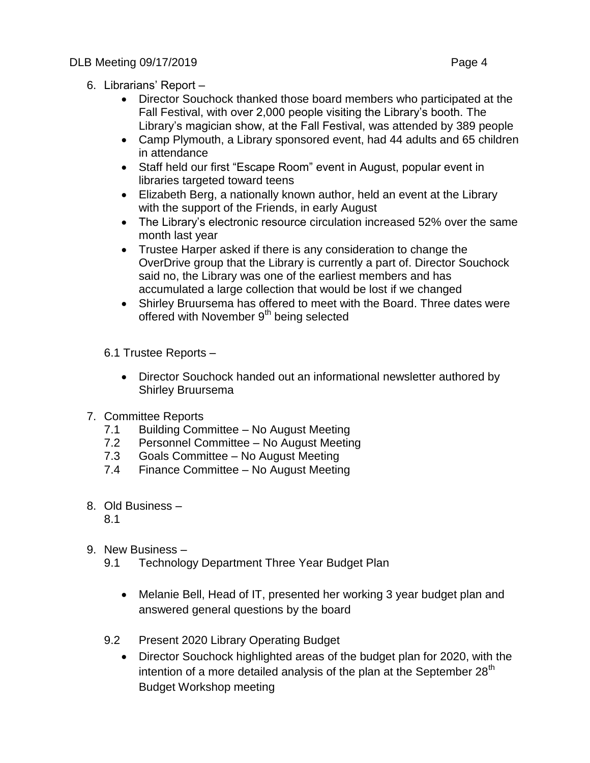6. Librarians' Report –
    - Director Souchock thanked those board members who participated at the Fall Festival, with over 2,000 people visiting the Library's booth. The Library's magician show, at the Fall Festival, was attended by 389 people
    - Camp Plymouth, a Library sponsored event, had 44 adults and 65 children in attendance
    - Staff held our first "Escape Room" event in August, popular event in libraries targeted toward teens
    - Elizabeth Berg, a nationally known author, held an event at the Library with the support of the Friends, in early August
    - The Library's electronic resource circulation increased 52% over the same month last year
    - Trustee Harper asked if there is any consideration to change the OverDrive group that the Library is currently a part of. Director Souchock said no, the Library was one of the earliest members and has accumulated a large collection that would be lost if we changed
    - Shirley Bruursema has offered to meet with the Board. Three dates were offered with November 9th being selected

    6.1 Trustee Reports –

    - Director Souchock handed out an informational newsletter authored by Shirley Bruursema

7. Committee Reports
    7.1 Building Committee – No August Meeting
    7.2 Personnel Committee – No August Meeting
    7.3 Goals Committee – No August Meeting
    7.4 Finance Committee – No August Meeting

8. Old Business –
    8.1

9. New Business –
    9.1 Technology Department Three Year Budget Plan

    - Melanie Bell, Head of IT, presented her working 3 year budget plan and answered general questions by the board

    9.2 Present 2020 Library Operating Budget
    - Director Souchock highlighted areas of the budget plan for 2020, with the intention of a more detailed analysis of the plan at the September 28th Budget Workshop meeting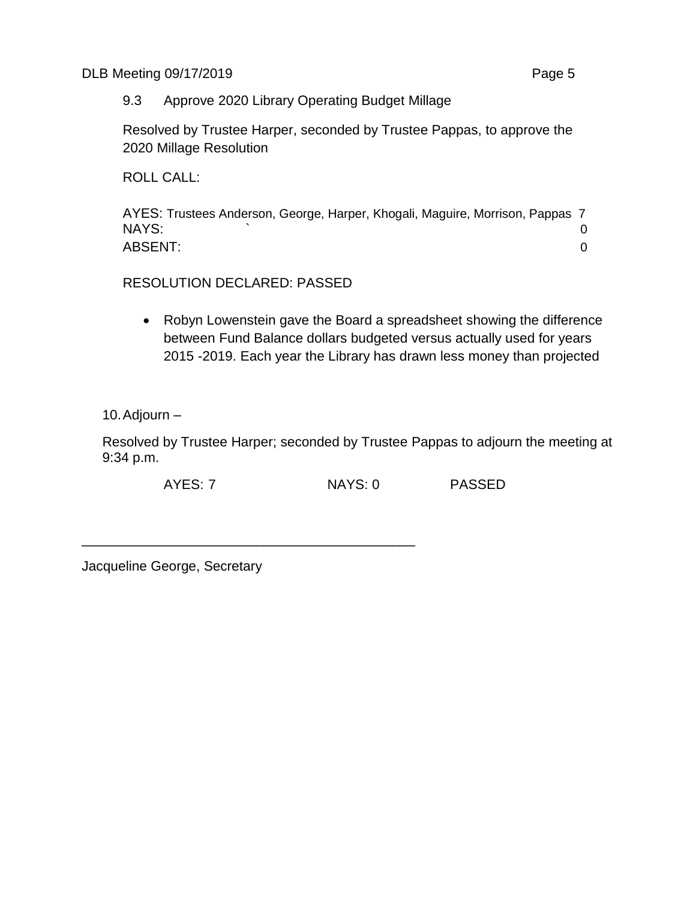9.3 Approve 2020 Library Operating Budget Millage

Resolved by Trustee Harper, seconded by Trustee Pappas, to approve the 2020 Millage Resolution

ROLL CALL:

| | | |
|---|---|---|
| AYES: | Trustees Anderson, George, Harper, Khogali, Maguire, Morrison, Pappas | 7 |
| NAYS: | ` | 0 |
| ABSENT: | | 0 |

RESOLUTION DECLARED: PASSED

- Robyn Lowenstein gave the Board a spreadsheet showing the difference between Fund Balance dollars budgeted versus actually used for years 2015 -2019. Each year the Library has drawn less money than projected

10. Adjourn –

Resolved by Trustee Harper; seconded by Trustee Pappas to adjourn the meeting at 9:34 p.m.

AYES: 7 NAYS: 0 PASSED

\_\_\_\_\_\_\_\_\_\_\_\_\_\_\_\_\_\_\_\_\_\_\_\_\_\_\_\_\_\_\_\_\_\_\_\_\_\_\_\_\_\_\_\_

Jacqueline George, Secretary